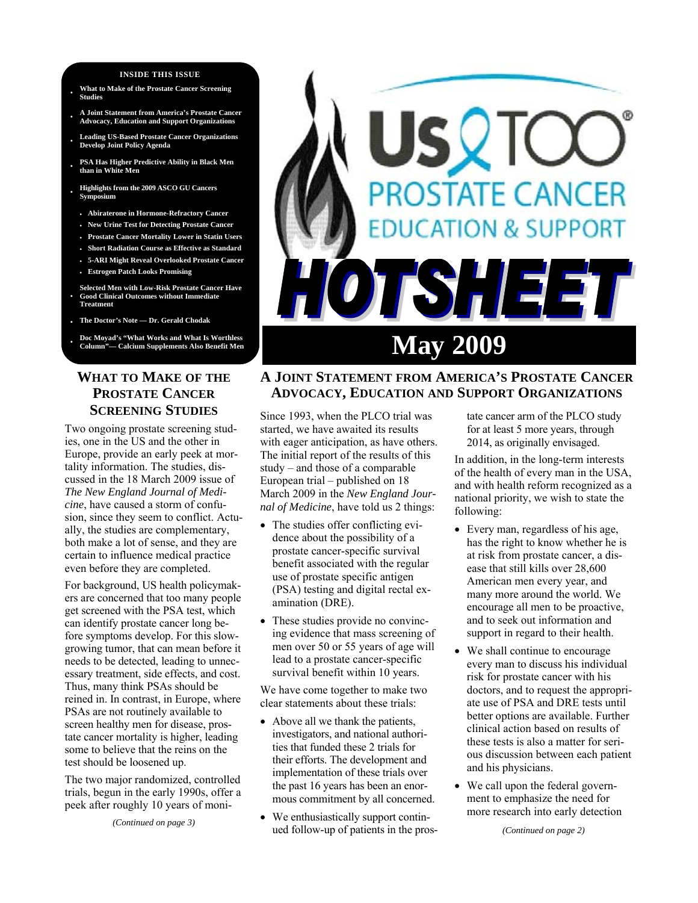**INSIDE THIS ISSUE**

- What to Make of the Prostate Cancer Screening Studies
- A Joint Statement from America's Prostate Cancer Advocacy, Education and Support Organizations
- Leading US-Based Prostate Cancer Organizations Develop Joint Policy Agenda
- PSA Has Higher Predictive Ability in Black Men than in White Men
- Highlights from the 2009 ASCO GU Cancers Symposium
  - Abiraterone in Hormone-Refractory Cancer
  - New Urine Test for Detecting Prostate Cancer
  - Prostate Cancer Mortality Lower in Statin Users
  - Short Radiation Course as Effective as Standard
  - 5-ARI Might Reveal Overlooked Prostate Cancer
  - Estrogen Patch Looks Promising
- Selected Men with Low-Risk Prostate Cancer Have Good Clinical Outcomes without Immediate Treatment
- The Doctor's Note — Dr. Gerald Chodak
- Doc Moyad's "What Works and What Is Worthless Column"— Calcium Supplements Also Benefit Men

# Us TOO® PROSTATE CANCER EDUCATION & SUPPORT HOTSHEET

## May 2009

## WHAT TO MAKE OF THE PROSTATE CANCER SCREENING STUDIES

Two ongoing prostate screening studies, one in the US and the other in Europe, provide an early peek at mortality information. The studies, discussed in the 18 March 2009 issue of *The New England Journal of Medicine*, have caused a storm of confusion, since they seem to conflict. Actually, the studies are complementary, both make a lot of sense, and they are certain to influence medical practice even before they are completed.

For background, US health policymakers are concerned that too many people get screened with the PSA test, which can identify prostate cancer long before symptoms develop. For this slow-growing tumor, that can mean before it needs to be detected, leading to unnecessary treatment, side effects, and cost. Thus, many think PSAs should be reined in. In contrast, in Europe, where PSAs are not routinely available to screen healthy men for disease, prostate cancer mortality is higher, leading some to believe that the reins on the test should be loosened up.

The two major randomized, controlled trials, begun in the early 1990s, offer a peek after roughly 10 years of moni-

*(Continued on page 3)*

## A JOINT STATEMENT FROM AMERICA'S PROSTATE CANCER ADVOCACY, EDUCATION AND SUPPORT ORGANIZATIONS

Since 1993, when the PLCO trial was started, we have awaited its results with eager anticipation, as have others. The initial report of the results of this study – and those of a comparable European trial – published on 18 March 2009 in the *New England Journal of Medicine*, have told us 2 things:

- The studies offer conflicting evidence about the possibility of a prostate cancer-specific survival benefit associated with the regular use of prostate specific antigen (PSA) testing and digital rectal examination (DRE).
- These studies provide no convincing evidence that mass screening of men over 50 or 55 years of age will lead to a prostate cancer-specific survival benefit within 10 years.

We have come together to make two clear statements about these trials:

- Above all we thank the patients, investigators, and national authorities that funded these 2 trials for their efforts. The development and implementation of these trials over the past 16 years has been an enormous commitment by all concerned.
- We enthusiastically support continued follow-up of patients in the prostate cancer arm of the PLCO study for at least 5 more years, through 2014, as originally envisaged.

In addition, in the long-term interests of the health of every man in the USA, and with health reform recognized as a national priority, we wish to state the following:

- Every man, regardless of his age, has the right to know whether he is at risk from prostate cancer, a disease that still kills over 28,600 American men every year, and many more around the world. We encourage all men to be proactive, and to seek out information and support in regard to their health.
- We shall continue to encourage every man to discuss his individual risk for prostate cancer with his doctors, and to request the appropriate use of PSA and DRE tests until better options are available. Further clinical action based on results of these tests is also a matter for serious discussion between each patient and his physicians.
- We call upon the federal government to emphasize the need for more research into early detection

*(Continued on page 2)*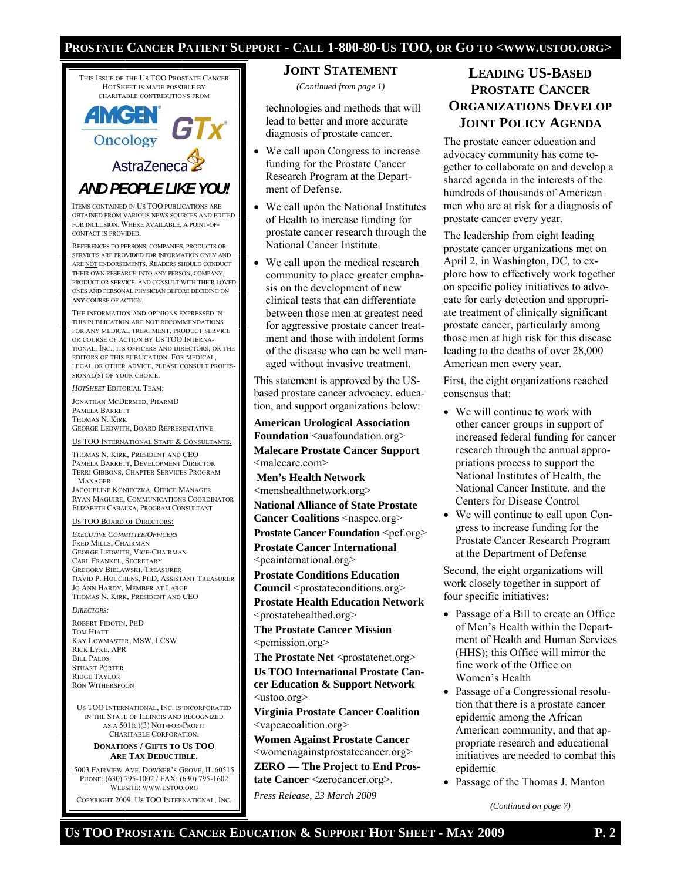This Issue of the Us TOO Prostate Cancer HotSheet is made possible by charitable contributions from

AMGEN Oncology GTx AstraZeneca

***AND PEOPLE LIKE YOU!***

Items contained in Us TOO publications are obtained from various news sources and edited for inclusion. Where available, a point-of-contact is provided.

References to persons, companies, products or services are provided for information only and are NOT endorsements. Readers should conduct their own research into any person, company, product or service, and consult with their loved ones and personal physician before deciding on **ANY** course of action.

The information and opinions expressed in this publication are not recommendations for any medical treatment, product service or course of action by Us TOO International, Inc., its officers and directors, or the editors of this publication. For medical, legal or other advice, please consult professional(s) of your choice.

*HotSheet* Editorial Team:

Jonathan McDermed, PharmD
Pamela Barrett
Thomas N. Kirk
George Ledwith, Board Representative

Us TOO International Staff & Consultants:

Thomas N. Kirk, President and CEO
Pamela Barrett, Development Director
Terri Gibbons, Chapter Services Program Manager
Jacqueline Konieczka, Office Manager
Ryan Maguire, Communications Coordinator
Elizabeth Cabalka, Program Consultant

Us TOO Board of Directors:

*Executive Committee/Officers*

Fred Mills, Chairman
George Ledwith, Vice-Chairman
Carl Frankel, Secretary
Gregory Bielawski, Treasurer
David P. Houchens, PhD, Assistant Treasurer
Jo Ann Hardy, Member at Large
Thomas N. Kirk, President and CEO

*Directors:*

Robert Fidotin, PhD
Tom Hiatt
Kay Lowmaster, MSW, LCSW
Rick Lyke, APR
Bill Palos
Stuart Porter
Ridge Taylor
Ron Witherspoon

Us TOO International, Inc. is incorporated in the State of Illinois and recognized as a 501(c)(3) Not-for-Profit Charitable Corporation.

**Donations / Gifts to Us TOO Are Tax Deductible.**

5003 Fairview Ave. Downer's Grove, IL 60515
Phone: (630) 795-1002 / Fax: (630) 795-1602
Website: www.ustoo.org

Copyright 2009, Us TOO International, Inc.

## Joint Statement

*(Continued from page 1)*

technologies and methods that will lead to better and more accurate diagnosis of prostate cancer.

- We call upon Congress to increase funding for the Prostate Cancer Research Program at the Department of Defense.
- We call upon the National Institutes of Health to increase funding for prostate cancer research through the National Cancer Institute.
- We call upon the medical research community to place greater emphasis on the development of new clinical tests that can differentiate between those men at greatest need for aggressive prostate cancer treatment and those with indolent forms of the disease who can be well managed without invasive treatment.

This statement is approved by the US-based prostate cancer advocacy, education, and support organizations below:

**American Urological Association Foundation** <auafoundation.org>
**Malecare Prostate Cancer Support** <malecare.com>
**Men's Health Network** <menshealthnetwork.org>
**National Alliance of State Prostate Cancer Coalitions** <naspcc.org>
**Prostate Cancer Foundation** <pcf.org>
**Prostate Cancer International** <pcainternational.org>
**Prostate Conditions Education Council** <prostateconditions.org>
**Prostate Health Education Network** <prostatehealthed.org>
**The Prostate Cancer Mission** <pcmission.org>
**The Prostate Net** <prostatenet.org>
**Us TOO International Prostate Cancer Education & Support Network** <ustoo.org>
**Virginia Prostate Cancer Coalition** <vapcacoalition.org>
**Women Against Prostate Cancer** <womenagainstprostatecancer.org>
**ZERO — The Project to End Prostate Cancer** <zerocancer.org>.

*Press Release, 23 March 2009*

## Leading US-Based Prostate Cancer Organizations Develop Joint Policy Agenda

The prostate cancer education and advocacy community has come together to collaborate on and develop a shared agenda in the interests of the hundreds of thousands of American men who are at risk for a diagnosis of prostate cancer every year.

The leadership from eight leading prostate cancer organizations met on April 2, in Washington, DC, to explore how to effectively work together on specific policy initiatives to advocate for early detection and appropriate treatment of clinically significant prostate cancer, particularly among those men at high risk for this disease leading to the deaths of over 28,000 American men every year.

First, the eight organizations reached consensus that:

- We will continue to work with other cancer groups in support of increased federal funding for cancer research through the annual appropriations process to support the National Institutes of Health, the National Cancer Institute, and the Centers for Disease Control
- We will continue to call upon Congress to increase funding for the Prostate Cancer Research Program at the Department of Defense

Second, the eight organizations will work closely together in support of four specific initiatives:

- Passage of a Bill to create an Office of Men's Health within the Department of Health and Human Services (HHS); this Office will mirror the fine work of the Office on Women's Health
- Passage of a Congressional resolution that there is a prostate cancer epidemic among the African American community, and that appropriate research and educational initiatives are needed to combat this epidemic
- Passage of the Thomas J. Manton

*(Continued on page 7)*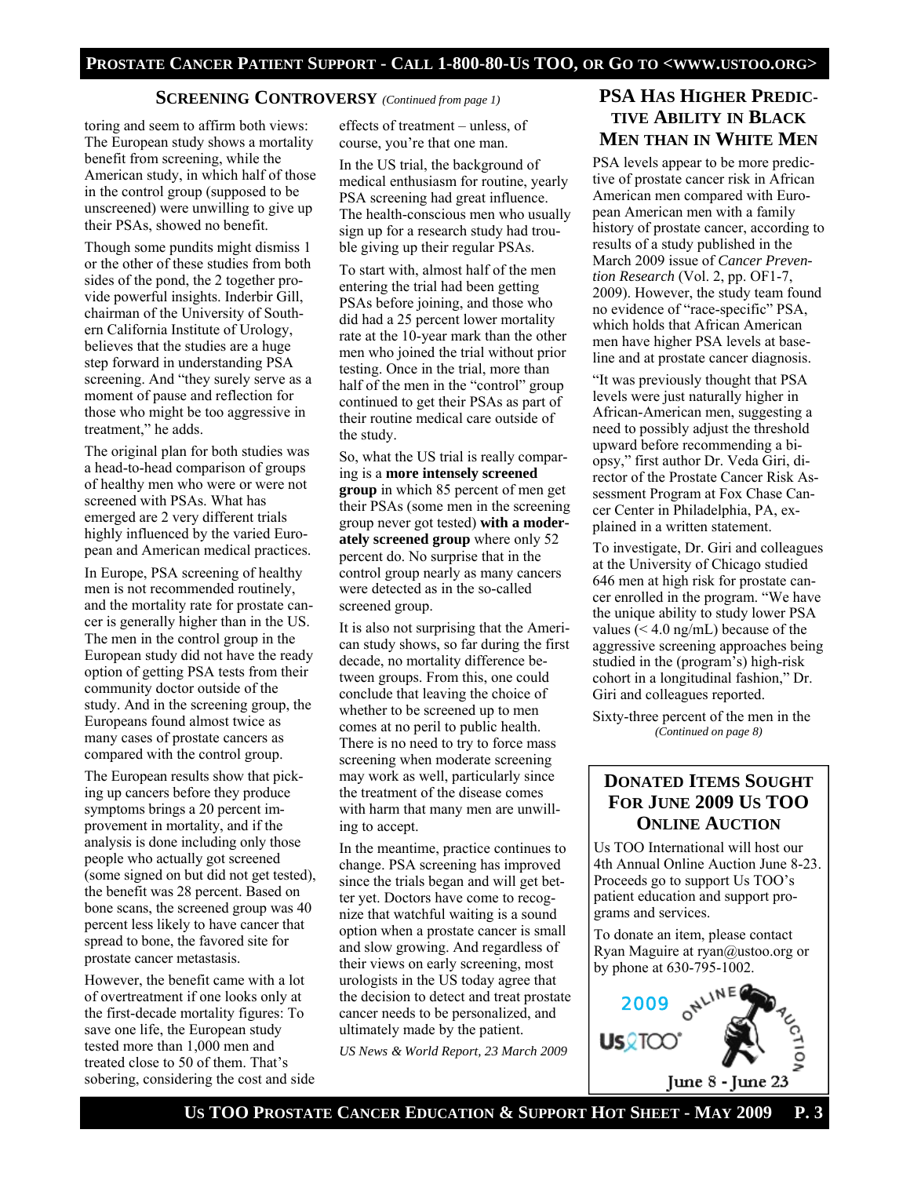## Screening Controversy *(Continued from page 1)*

toring and seem to affirm both views: The European study shows a mortality benefit from screening, while the American study, in which half of those in the control group (supposed to be unscreened) were unwilling to give up their PSAs, showed no benefit.

Though some pundits might dismiss 1 or the other of these studies from both sides of the pond, the 2 together provide powerful insights. Inderbir Gill, chairman of the University of Southern California Institute of Urology, believes that the studies are a huge step forward in understanding PSA screening. And "they surely serve as a moment of pause and reflection for those who might be too aggressive in treatment," he adds.

The original plan for both studies was a head-to-head comparison of groups of healthy men who were or were not screened with PSAs. What has emerged are 2 very different trials highly influenced by the varied European and American medical practices.

In Europe, PSA screening of healthy men is not recommended routinely, and the mortality rate for prostate cancer is generally higher than in the US. The men in the control group in the European study did not have the ready option of getting PSA tests from their community doctor outside of the study. And in the screening group, the Europeans found almost twice as many cases of prostate cancers as compared with the control group.

The European results show that picking up cancers before they produce symptoms brings a 20 percent improvement in mortality, and if the analysis is done including only those people who actually got screened (some signed on but did not get tested), the benefit was 28 percent. Based on bone scans, the screened group was 40 percent less likely to have cancer that spread to bone, the favored site for prostate cancer metastasis.

However, the benefit came with a lot of overtreatment if one looks only at the first-decade mortality figures: To save one life, the European study tested more than 1,000 men and treated close to 50 of them. That's sobering, considering the cost and side effects of treatment – unless, of course, you're that one man.

In the US trial, the background of medical enthusiasm for routine, yearly PSA screening had great influence. The health-conscious men who usually sign up for a research study had trouble giving up their regular PSAs.

To start with, almost half of the men entering the trial had been getting PSAs before joining, and those who did had a 25 percent lower mortality rate at the 10-year mark than the other men who joined the trial without prior testing. Once in the trial, more than half of the men in the "control" group continued to get their PSAs as part of their routine medical care outside of the study.

So, what the US trial is really comparing is a **more intensely screened group** in which 85 percent of men get their PSAs (some men in the screening group never got tested) **with a moderately screened group** where only 52 percent do. No surprise that in the control group nearly as many cancers were detected as in the so-called screened group.

It is also not surprising that the American study shows, so far during the first decade, no mortality difference between groups. From this, one could conclude that leaving the choice of whether to be screened up to men comes at no peril to public health. There is no need to try to force mass screening when moderate screening may work as well, particularly since the treatment of the disease comes with harm that many men are unwilling to accept.

In the meantime, practice continues to change. PSA screening has improved since the trials began and will get better yet. Doctors have come to recognize that watchful waiting is a sound option when a prostate cancer is small and slow growing. And regardless of their views on early screening, most urologists in the US today agree that the decision to detect and treat prostate cancer needs to be personalized, and ultimately made by the patient.

*US News & World Report, 23 March 2009*

## PSA Has Higher Predictive Ability in Black Men than in White Men

PSA levels appear to be more predictive of prostate cancer risk in African American men compared with European American men with a family history of prostate cancer, according to results of a study published in the March 2009 issue of *Cancer Prevention Research* (Vol. 2, pp. OF1-7, 2009). However, the study team found no evidence of "race-specific" PSA, which holds that African American men have higher PSA levels at baseline and at prostate cancer diagnosis.

"It was previously thought that PSA levels were just naturally higher in African-American men, suggesting a need to possibly adjust the threshold upward before recommending a biopsy," first author Dr. Veda Giri, director of the Prostate Cancer Risk Assessment Program at Fox Chase Cancer Center in Philadelphia, PA, explained in a written statement.

To investigate, Dr. Giri and colleagues at the University of Chicago studied 646 men at high risk for prostate cancer enrolled in the program. "We have the unique ability to study lower PSA values (< 4.0 ng/mL) because of the aggressive screening approaches being studied in the (program's) high-risk cohort in a longitudinal fashion," Dr. Giri and colleagues reported.

Sixty-three percent of the men in the

*(Continued on page 8)*

## Donated Items Sought For June 2009 Us TOO Online Auction

Us TOO International will host our 4th Annual Online Auction June 8-23. Proceeds go to support Us TOO's patient education and support programs and services.

To donate an item, please contact Ryan Maguire at ryan@ustoo.org or by phone at 630-795-1002.

2009 Us TOO Online Auction — June 8 - June 23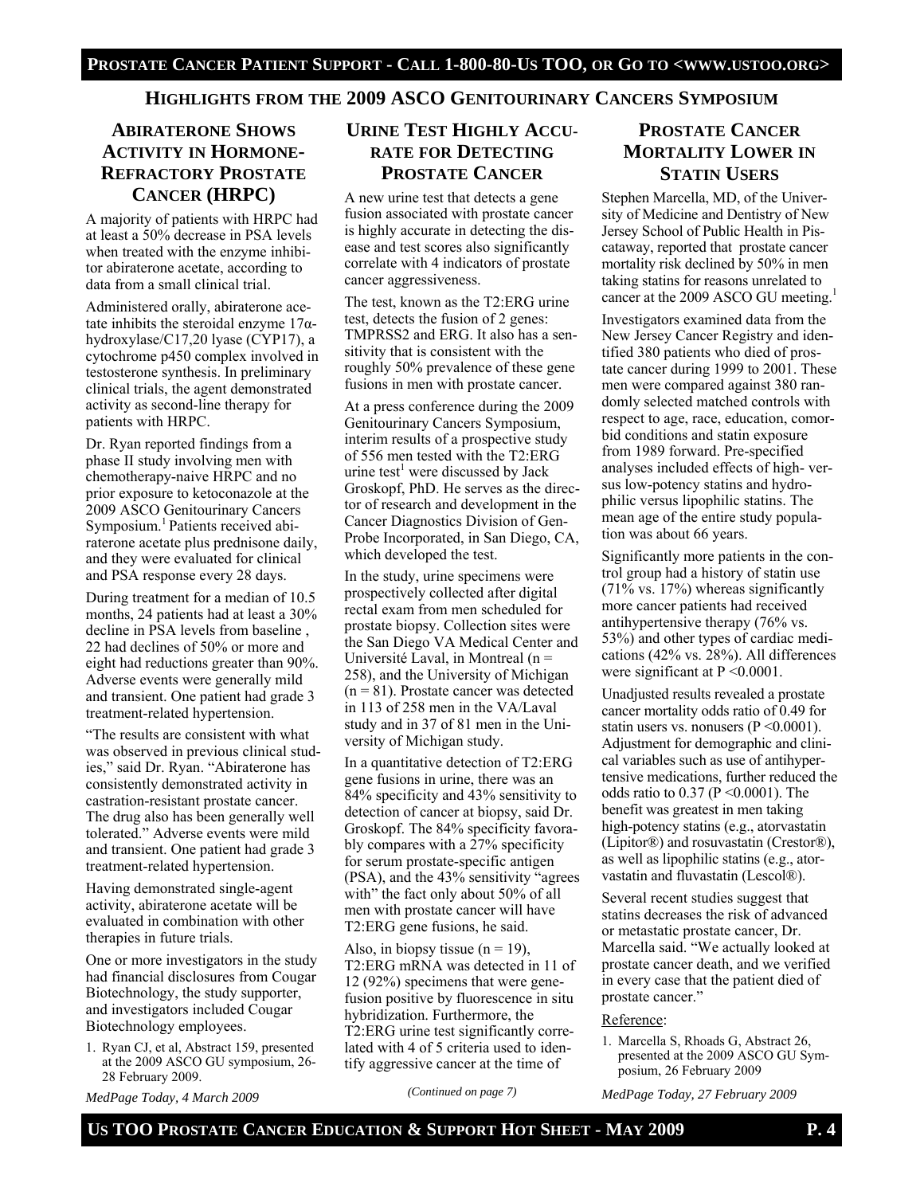## Highlights from the 2009 ASCO Genitourinary Cancers Symposium

### Abiraterone Shows Activity in Hormone-Refractory Prostate Cancer (HRPC)

A majority of patients with HRPC had at least a 50% decrease in PSA levels when treated with the enzyme inhibitor abiraterone acetate, according to data from a small clinical trial.

Administered orally, abiraterone acetate inhibits the steroidal enzyme 17α-hydroxylase/C17,20 lyase (CYP17), a cytochrome p450 complex involved in testosterone synthesis. In preliminary clinical trials, the agent demonstrated activity as second-line therapy for patients with HRPC.

Dr. Ryan reported findings from a phase II study involving men with chemotherapy-naive HRPC and no prior exposure to ketoconazole at the 2009 ASCO Genitourinary Cancers Symposium.[1] Patients received abiraterone acetate plus prednisone daily, and they were evaluated for clinical and PSA response every 28 days.

During treatment for a median of 10.5 months, 24 patients had at least a 30% decline in PSA levels from baseline , 22 had declines of 50% or more and eight had reductions greater than 90%. Adverse events were generally mild and transient. One patient had grade 3 treatment-related hypertension.

"The results are consistent with what was observed in previous clinical studies," said Dr. Ryan. "Abiraterone has consistently demonstrated activity in castration-resistant prostate cancer. The drug also has been generally well tolerated." Adverse events were mild and transient. One patient had grade 3 treatment-related hypertension.

Having demonstrated single-agent activity, abiraterone acetate will be evaluated in combination with other therapies in future trials.

One or more investigators in the study had financial disclosures from Cougar Biotechnology, the study supporter, and investigators included Cougar Biotechnology employees.

1. Ryan CJ, et al, Abstract 159, presented at the 2009 ASCO GU symposium, 26-28 February 2009.

*MedPage Today, 4 March 2009*

### Urine Test Highly Accurate for Detecting Prostate Cancer

A new urine test that detects a gene fusion associated with prostate cancer is highly accurate in detecting the disease and test scores also significantly correlate with 4 indicators of prostate cancer aggressiveness.

The test, known as the T2:ERG urine test, detects the fusion of 2 genes: TMPRSS2 and ERG. It also has a sensitivity that is consistent with the roughly 50% prevalence of these gene fusions in men with prostate cancer.

At a press conference during the 2009 Genitourinary Cancers Symposium, interim results of a prospective study of 556 men tested with the T2:ERG urine test[1] were discussed by Jack Groskopf, PhD. He serves as the director of research and development in the Cancer Diagnostics Division of Gen-Probe Incorporated, in San Diego, CA, which developed the test.

In the study, urine specimens were prospectively collected after digital rectal exam from men scheduled for prostate biopsy. Collection sites were the San Diego VA Medical Center and Université Laval, in Montreal (n = 258), and the University of Michigan (n = 81). Prostate cancer was detected in 113 of 258 men in the VA/Laval study and in 37 of 81 men in the University of Michigan study.

In a quantitative detection of T2:ERG gene fusions in urine, there was an 84% specificity and 43% sensitivity to detection of cancer at biopsy, said Dr. Groskopf. The 84% specificity favorably compares with a 27% specificity for serum prostate-specific antigen (PSA), and the 43% sensitivity "agrees with" the fact only about 50% of all men with prostate cancer will have T2:ERG gene fusions, he said.

Also, in biopsy tissue (n = 19), T2:ERG mRNA was detected in 11 of 12 (92%) specimens that were gene-fusion positive by fluorescence in situ hybridization. Furthermore, the T2:ERG urine test significantly correlated with 4 of 5 criteria used to identify aggressive cancer at the time of

*(Continued on page 7)*

### Prostate Cancer Mortality Lower in Statin Users

Stephen Marcella, MD, of the University of Medicine and Dentistry of New Jersey School of Public Health in Piscataway, reported that prostate cancer mortality risk declined by 50% in men taking statins for reasons unrelated to cancer at the 2009 ASCO GU meeting.[1]

Investigators examined data from the New Jersey Cancer Registry and identified 380 patients who died of prostate cancer during 1999 to 2001. These men were compared against 380 randomly selected matched controls with respect to age, race, education, comorbid conditions and statin exposure from 1989 forward. Pre-specified analyses included effects of high- versus low-potency statins and hydrophilic versus lipophilic statins. The mean age of the entire study population was about 66 years.

Significantly more patients in the control group had a history of statin use (71% vs. 17%) whereas significantly more cancer patients had received antihypertensive therapy (76% vs. 53%) and other types of cardiac medications (42% vs. 28%). All differences were significant at $P < 0.0001$.

Unadjusted results revealed a prostate cancer mortality odds ratio of 0.49 for statin users vs. nonusers ($P < 0.0001$). Adjustment for demographic and clinical variables such as use of antihypertensive medications, further reduced the odds ratio to 0.37 ($P < 0.0001$). The benefit was greatest in men taking high-potency statins (e.g., atorvastatin (Lipitor®) and rosuvastatin (Crestor®), as well as lipophilic statins (e.g., atorvastatin and fluvastatin (Lescol®).

Several recent studies suggest that statins decreases the risk of advanced or metastatic prostate cancer, Dr. Marcella said. "We actually looked at prostate cancer death, and we verified in every case that the patient died of prostate cancer."

Reference:

1. Marcella S, Rhoads G, Abstract 26, presented at the 2009 ASCO GU Symposium, 26 February 2009

*MedPage Today, 27 February 2009*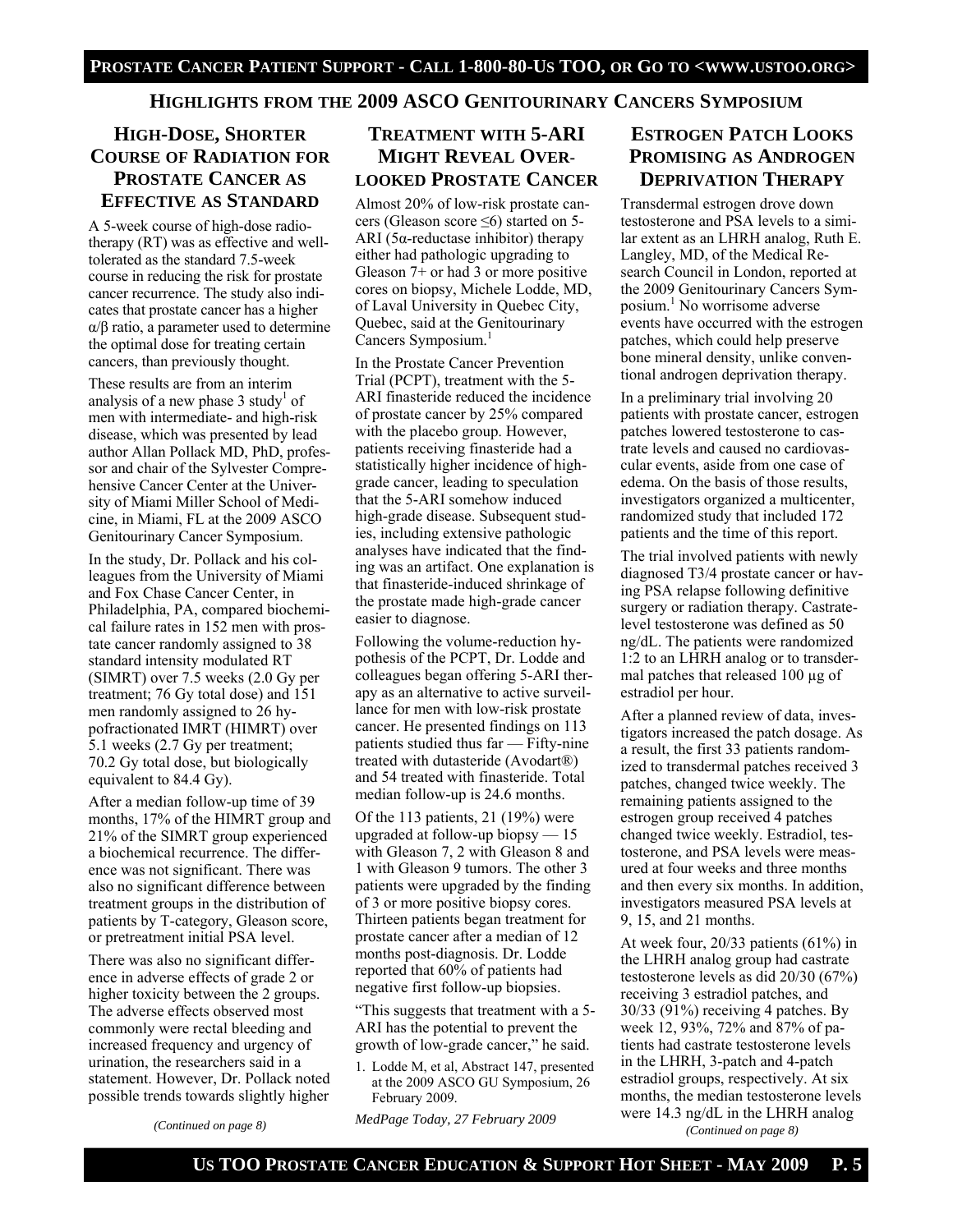## HIGHLIGHTS FROM THE 2009 ASCO GENITOURINARY CANCERS SYMPOSIUM

### HIGH-DOSE, SHORTER COURSE OF RADIATION FOR PROSTATE CANCER AS EFFECTIVE AS STANDARD

A 5-week course of high-dose radiotherapy (RT) was as effective and well-tolerated as the standard 7.5-week course in reducing the risk for prostate cancer recurrence. The study also indicates that prostate cancer has a higher α/β ratio, a parameter used to determine the optimal dose for treating certain cancers, than previously thought.

These results are from an interim analysis of a new phase 3 study[1] of men with intermediate- and high-risk disease, which was presented by lead author Allan Pollack MD, PhD, professor and chair of the Sylvester Comprehensive Cancer Center at the University of Miami Miller School of Medicine, in Miami, FL at the 2009 ASCO Genitourinary Cancer Symposium.

In the study, Dr. Pollack and his colleagues from the University of Miami and Fox Chase Cancer Center, in Philadelphia, PA, compared biochemical failure rates in 152 men with prostate cancer randomly assigned to 38 standard intensity modulated RT (SIMRT) over 7.5 weeks (2.0 Gy per treatment; 76 Gy total dose) and 151 men randomly assigned to 26 hypofractionated IMRT (HIMRT) over 5.1 weeks (2.7 Gy per treatment; 70.2 Gy total dose, but biologically equivalent to 84.4 Gy).

After a median follow-up time of 39 months, 17% of the HIMRT group and 21% of the SIMRT group experienced a biochemical recurrence. The difference was not significant. There was also no significant difference between treatment groups in the distribution of patients by T-category, Gleason score, or pretreatment initial PSA level.

There was also no significant difference in adverse effects of grade 2 or higher toxicity between the 2 groups. The adverse effects observed most commonly were rectal bleeding and increased frequency and urgency of urination, the researchers said in a statement. However, Dr. Pollack noted possible trends towards slightly higher

*(Continued on page 8)*

### TREATMENT WITH 5-ARI MIGHT REVEAL OVERLOOKED PROSTATE CANCER

Almost 20% of low-risk prostate cancers (Gleason score ≤6) started on 5-ARI (5α-reductase inhibitor) therapy either had pathologic upgrading to Gleason 7+ or had 3 or more positive cores on biopsy, Michele Lodde, MD, of Laval University in Quebec City, Quebec, said at the Genitourinary Cancers Symposium.[1]

In the Prostate Cancer Prevention Trial (PCPT), treatment with the 5-ARI finasteride reduced the incidence of prostate cancer by 25% compared with the placebo group. However, patients receiving finasteride had a statistically higher incidence of high-grade cancer, leading to speculation that the 5-ARI somehow induced high-grade disease. Subsequent studies, including extensive pathologic analyses have indicated that the finding was an artifact. One explanation is that finasteride-induced shrinkage of the prostate made high-grade cancer easier to diagnose.

Following the volume-reduction hypothesis of the PCPT, Dr. Lodde and colleagues began offering 5-ARI therapy as an alternative to active surveillance for men with low-risk prostate cancer. He presented findings on 113 patients studied thus far — Fifty-nine treated with dutasteride (Avodart®) and 54 treated with finasteride. Total median follow-up is 24.6 months.

Of the 113 patients, 21 (19%) were upgraded at follow-up biopsy — 15 with Gleason 7, 2 with Gleason 8 and 1 with Gleason 9 tumors. The other 3 patients were upgraded by the finding of 3 or more positive biopsy cores. Thirteen patients began treatment for prostate cancer after a median of 12 months post-diagnosis. Dr. Lodde reported that 60% of patients had negative first follow-up biopsies.

"This suggests that treatment with a 5-ARI has the potential to prevent the growth of low-grade cancer," he said.

1. Lodde M, et al, Abstract 147, presented at the 2009 ASCO GU Symposium, 26 February 2009.

*MedPage Today, 27 February 2009*

### ESTROGEN PATCH LOOKS PROMISING AS ANDROGEN DEPRIVATION THERAPY

Transdermal estrogen drove down testosterone and PSA levels to a similar extent as an LHRH analog, Ruth E. Langley, MD, of the Medical Research Council in London, reported at the 2009 Genitourinary Cancers Symposium.[1] No worrisome adverse events have occurred with the estrogen patches, which could help preserve bone mineral density, unlike conventional androgen deprivation therapy.

In a preliminary trial involving 20 patients with prostate cancer, estrogen patches lowered testosterone to castrate levels and caused no cardiovascular events, aside from one case of edema. On the basis of those results, investigators organized a multicenter, randomized study that included 172 patients and the time of this report.

The trial involved patients with newly diagnosed T3/4 prostate cancer or having PSA relapse following definitive surgery or radiation therapy. Castrate-level testosterone was defined as 50 ng/dL. The patients were randomized 1:2 to an LHRH analog or to transdermal patches that released 100 µg of estradiol per hour.

After a planned review of data, investigators increased the patch dosage. As a result, the first 33 patients randomized to transdermal patches received 3 patches, changed twice weekly. The remaining patients assigned to the estrogen group received 4 patches changed twice weekly. Estradiol, testosterone, and PSA levels were measured at four weeks and three months and then every six months. In addition, investigators measured PSA levels at 9, 15, and 21 months.

At week four, 20/33 patients (61%) in the LHRH analog group had castrate testosterone levels as did 20/30 (67%) receiving 3 estradiol patches, and 30/33 (91%) receiving 4 patches. By week 12, 93%, 72% and 87% of patients had castrate testosterone levels in the LHRH, 3-patch and 4-patch estradiol groups, respectively. At six months, the median testosterone levels were 14.3 ng/dL in the LHRH analog

*(Continued on page 8)*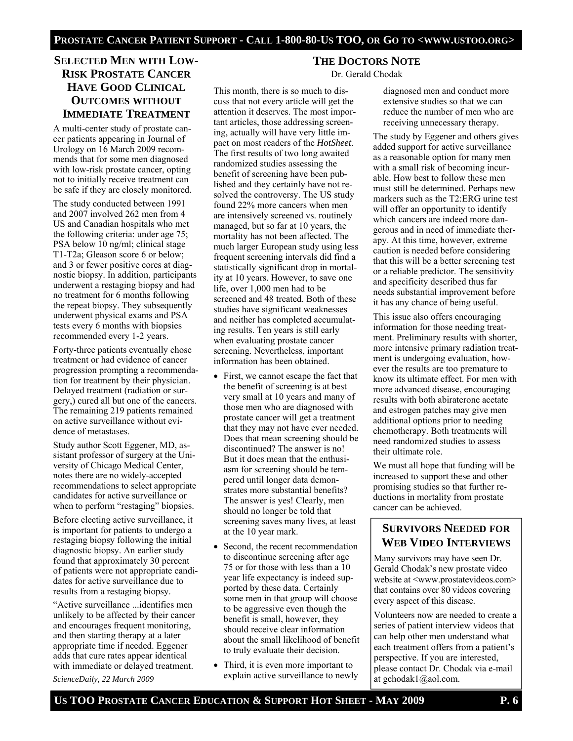## Selected Men with Low-Risk Prostate Cancer Have Good Clinical Outcomes without Immediate Treatment

A multi-center study of prostate cancer patients appearing in Journal of Urology on 16 March 2009 recommends that for some men diagnosed with low-risk prostate cancer, opting not to initially receive treatment can be safe if they are closely monitored.

The study conducted between 1991 and 2007 involved 262 men from 4 US and Canadian hospitals who met the following criteria: under age 75; PSA below 10 ng/ml; clinical stage T1-T2a; Gleason score 6 or below; and 3 or fewer positive cores at diagnostic biopsy. In addition, participants underwent a restaging biopsy and had no treatment for 6 months following the repeat biopsy. They subsequently underwent physical exams and PSA tests every 6 months with biopsies recommended every 1-2 years.

Forty-three patients eventually chose treatment or had evidence of cancer progression prompting a recommendation for treatment by their physician. Delayed treatment (radiation or surgery,) cured all but one of the cancers. The remaining 219 patients remained on active surveillance without evidence of metastases.

Study author Scott Eggener, MD, assistant professor of surgery at the University of Chicago Medical Center, notes there are no widely-accepted recommendations to select appropriate candidates for active surveillance or when to perform "restaging" biopsies.

Before electing active surveillance, it is important for patients to undergo a restaging biopsy following the initial diagnostic biopsy. An earlier study found that approximately 30 percent of patients were not appropriate candidates for active surveillance due to results from a restaging biopsy.

"Active surveillance ...identifies men unlikely to be affected by their cancer and encourages frequent monitoring, and then starting therapy at a later appropriate time if needed. Eggener adds that cure rates appear identical with immediate or delayed treatment.

*ScienceDaily, 22 March 2009*

## The Doctors Note

Dr. Gerald Chodak

This month, there is so much to discuss that not every article will get the attention it deserves. The most important articles, those addressing screening, actually will have very little impact on most readers of the *HotSheet*. The first results of two long awaited randomized studies assessing the benefit of screening have been published and they certainly have not resolved the controversy. The US study found 22% more cancers when men are intensively screened vs. routinely managed, but so far at 10 years, the mortality has not been affected. The much larger European study using less frequent screening intervals did find a statistically significant drop in mortality at 10 years. However, to save one life, over 1,000 men had to be screened and 48 treated. Both of these studies have significant weaknesses and neither has completed accumulating results. Ten years is still early when evaluating prostate cancer screening. Nevertheless, important information has been obtained.

- First, we cannot escape the fact that the benefit of screening is at best very small at 10 years and many of those men who are diagnosed with prostate cancer will get a treatment that they may not have ever needed. Does that mean screening should be discontinued? The answer is no! But it does mean that the enthusiasm for screening should be tempered until longer data demonstrates more substantial benefits? The answer is yes! Clearly, men should no longer be told that screening saves many lives, at least at the 10 year mark.
- Second, the recent recommendation to discontinue screening after age 75 or for those with less than a 10 year life expectancy is indeed supported by these data. Certainly some men in that group will choose to be aggressive even though the benefit is small, however, they should receive clear information about the small likelihood of benefit to truly evaluate their decision.
- Third, it is even more important to explain active surveillance to newly diagnosed men and conduct more extensive studies so that we can reduce the number of men who are receiving unnecessary therapy.

The study by Eggener and others gives added support for active surveillance as a reasonable option for many men with a small risk of becoming incurable. How best to follow these men must still be determined. Perhaps new markers such as the T2:ERG urine test will offer an opportunity to identify which cancers are indeed more dangerous and in need of immediate therapy. At this time, however, extreme caution is needed before considering that this will be a better screening test or a reliable predictor. The sensitivity and specificity described thus far needs substantial improvement before it has any chance of being useful.

This issue also offers encouraging information for those needing treatment. Preliminary results with shorter, more intensive primary radiation treatment is undergoing evaluation, however the results are too premature to know its ultimate effect. For men with more advanced disease, encouraging results with both abiraterone acetate and estrogen patches may give men additional options prior to needing chemotherapy. Both treatments will need randomized studies to assess their ultimate role.

We must all hope that funding will be increased to support these and other promising studies so that further reductions in mortality from prostate cancer can be achieved.

## Survivors Needed for Web Video Interviews

Many survivors may have seen Dr. Gerald Chodak's new prostate video website at <www.prostatevideos.com> that contains over 80 videos covering every aspect of this disease.

Volunteers now are needed to create a series of patient interview videos that can help other men understand what each treatment offers from a patient's perspective. If you are interested, please contact Dr. Chodak via e-mail at gchodak1@aol.com.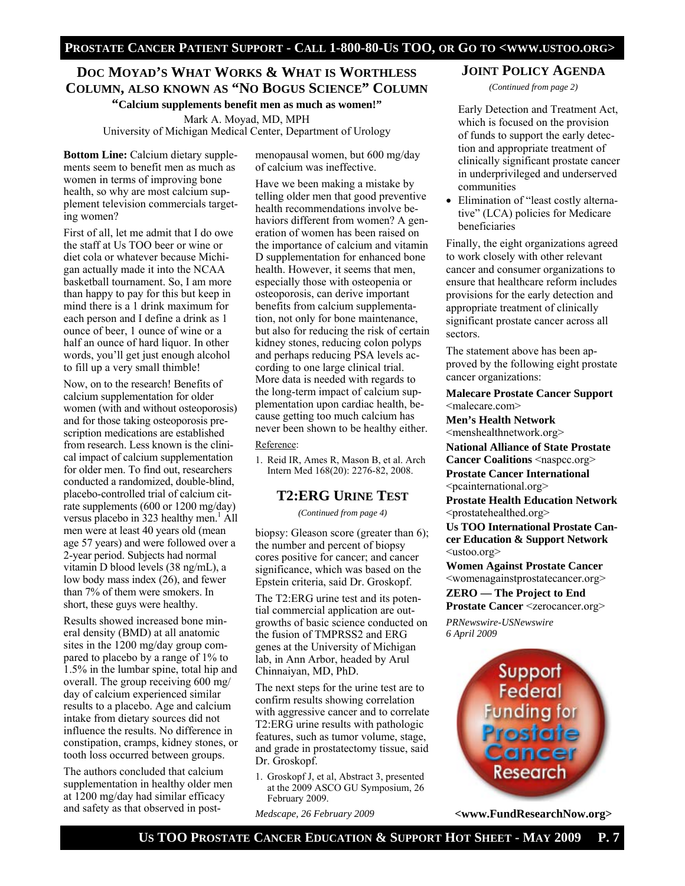## Doc Moyad's What Works & What is Worthless Column, also known as "No Bogus Science" Column

**"Calcium supplements benefit men as much as women!"**

Mark A. Moyad, MD, MPH
University of Michigan Medical Center, Department of Urology

**Bottom Line:** Calcium dietary supplements seem to benefit men as much as women in terms of improving bone health, so why are most calcium supplement television commercials targeting women?

First of all, let me admit that I do owe the staff at Us TOO beer or wine or diet cola or whatever because Michigan actually made it into the NCAA basketball tournament. So, I am more than happy to pay for this but keep in mind there is a 1 drink maximum for each person and I define a drink as 1 ounce of beer, 1 ounce of wine or a half an ounce of hard liquor. In other words, you'll get just enough alcohol to fill up a very small thimble!

Now, on to the research! Benefits of calcium supplementation for older women (with and without osteoporosis) and for those taking osteoporosis prescription medications are established from research. Less known is the clinical impact of calcium supplementation for older men. To find out, researchers conducted a randomized, double-blind, placebo-controlled trial of calcium citrate supplements (600 or 1200 mg/day) versus placebo in 323 healthy men.[1] All men were at least 40 years old (mean age 57 years) and were followed over a 2-year period. Subjects had normal vitamin D blood levels (38 ng/mL), a low body mass index (26), and fewer than 7% of them were smokers. In short, these guys were healthy.

Results showed increased bone mineral density (BMD) at all anatomic sites in the 1200 mg/day group compared to placebo by a range of 1% to 1.5% in the lumbar spine, total hip and overall. The group receiving 600 mg/day of calcium experienced similar results to a placebo. Age and calcium intake from dietary sources did not influence the results. No difference in constipation, cramps, kidney stones, or tooth loss occurred between groups.

The authors concluded that calcium supplementation in healthy older men at 1200 mg/day had similar efficacy and safety as that observed in postmenopausal women, but 600 mg/day of calcium was ineffective.

Have we been making a mistake by telling older men that good preventive health recommendations involve behaviors different from women? A generation of women has been raised on the importance of calcium and vitamin D supplementation for enhanced bone health. However, it seems that men, especially those with osteopenia or osteoporosis, can derive important benefits from calcium supplementation, not only for bone maintenance, but also for reducing the risk of certain kidney stones, reducing colon polyps and perhaps reducing PSA levels according to one large clinical trial. More data is needed with regards to the long-term impact of calcium supplementation upon cardiac health, because getting too much calcium has never been shown to be healthy either.

Reference:

1. Reid IR, Ames R, Mason B, et al. Arch Intern Med 168(20): 2276-82, 2008.

## T2:ERG Urine Test

*(Continued from page 4)*

biopsy: Gleason score (greater than 6); the number and percent of biopsy cores positive for cancer; and cancer significance, which was based on the Epstein criteria, said Dr. Groskopf.

The T2:ERG urine test and its potential commercial application are outgrowths of basic science conducted on the fusion of TMPRSS2 and ERG genes at the University of Michigan lab, in Ann Arbor, headed by Arul Chinnaiyan, MD, PhD.

The next steps for the urine test are to confirm results showing correlation with aggressive cancer and to correlate T2:ERG urine results with pathologic features, such as tumor volume, stage, and grade in prostatectomy tissue, said Dr. Groskopf.

1. Groskopf J, et al, Abstract 3, presented at the 2009 ASCO GU Symposium, 26 February 2009.

*Medscape, 26 February 2009*

## Joint Policy Agenda

*(Continued from page 2)*

Early Detection and Treatment Act, which is focused on the provision of funds to support the early detection and appropriate treatment of clinically significant prostate cancer in underprivileged and underserved communities

- Elimination of "least costly alternative" (LCA) policies for Medicare beneficiaries

Finally, the eight organizations agreed to work closely with other relevant cancer and consumer organizations to ensure that healthcare reform includes provisions for the early detection and appropriate treatment of clinically significant prostate cancer across all sectors.

The statement above has been approved by the following eight prostate cancer organizations:

**Malecare Prostate Cancer Support** <malecare.com>

**Men's Health Network** <menshealthnetwork.org>

**National Alliance of State Prostate Cancer Coalitions** <naspcc.org>

**Prostate Cancer International** <pcainternational.org>

**Prostate Health Education Network** <prostatehealthed.org>

**Us TOO International Prostate Cancer Education & Support Network** <ustoo.org>

**Women Against Prostate Cancer** <womenagainstprostatecancer.org>

**ZERO — The Project to End Prostate Cancer** <zerocancer.org>

*PRNewswire-USNewswire 6 April 2009*

Support Federal Funding for Prostate Cancer Research

**<www.FundResearchNow.org>**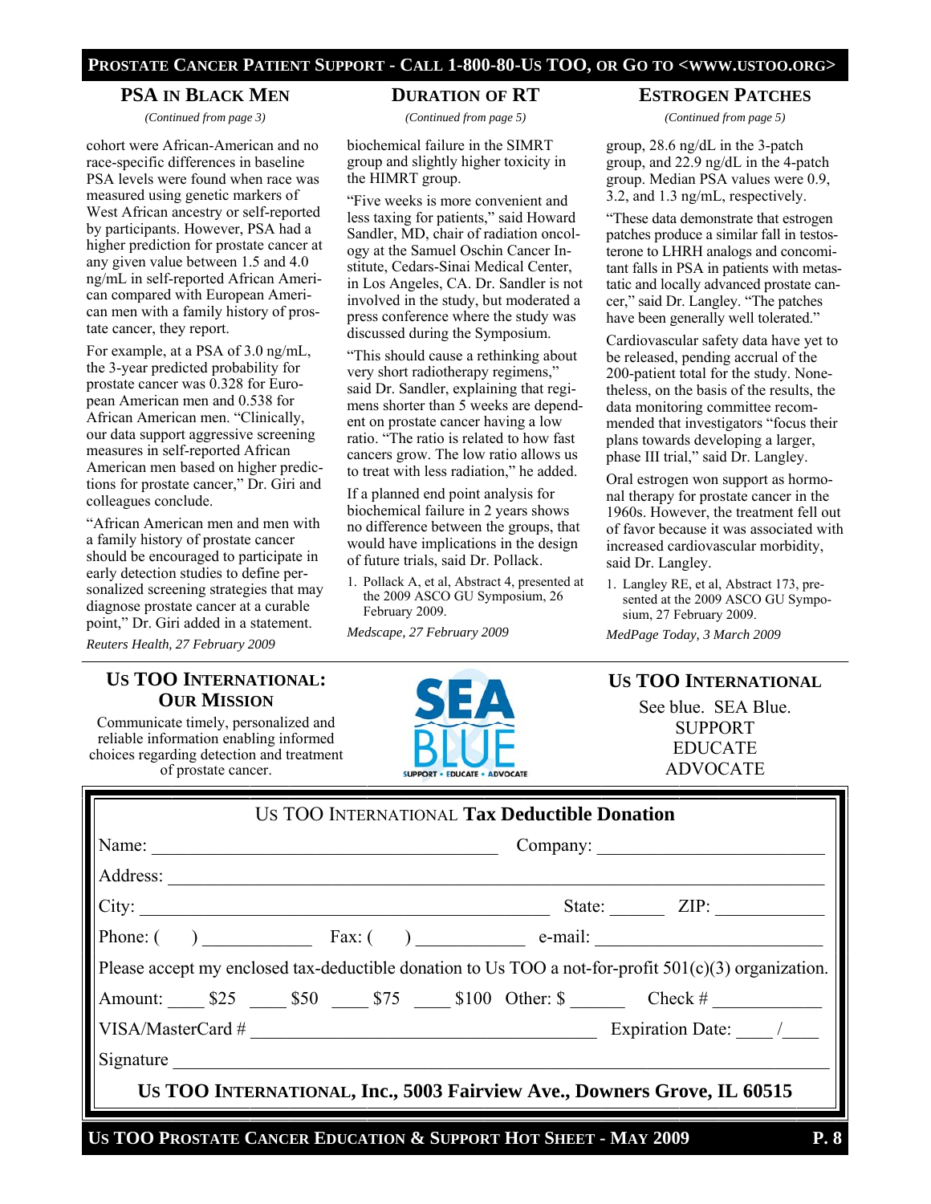## PSA in Black Men

*(Continued from page 3)*

cohort were African-American and no race-specific differences in baseline PSA levels were found when race was measured using genetic markers of West African ancestry or self-reported by participants. However, PSA had a higher prediction for prostate cancer at any given value between 1.5 and 4.0 ng/mL in self-reported African American compared with European American men with a family history of prostate cancer, they report.

For example, at a PSA of 3.0 ng/mL, the 3-year predicted probability for prostate cancer was 0.328 for European American men and 0.538 for African American men. "Clinically, our data support aggressive screening measures in self-reported African American men based on higher predictions for prostate cancer," Dr. Giri and colleagues conclude.

"African American men and men with a family history of prostate cancer should be encouraged to participate in early detection studies to define personalized screening strategies that may diagnose prostate cancer at a curable point," Dr. Giri added in a statement.

*Reuters Health, 27 February 2009*

## Duration of RT

*(Continued from page 5)*

biochemical failure in the SIMRT group and slightly higher toxicity in the HIMRT group.

"Five weeks is more convenient and less taxing for patients," said Howard Sandler, MD, chair of radiation oncology at the Samuel Oschin Cancer Institute, Cedars-Sinai Medical Center, in Los Angeles, CA. Dr. Sandler is not involved in the study, but moderated a press conference where the study was discussed during the Symposium.

"This should cause a rethinking about very short radiotherapy regimens," said Dr. Sandler, explaining that regimens shorter than 5 weeks are dependent on prostate cancer having a low ratio. "The ratio is related to how fast cancers grow. The low ratio allows us to treat with less radiation," he added.

If a planned end point analysis for biochemical failure in 2 years shows no difference between the groups, that would have implications in the design of future trials, said Dr. Pollack.

1. Pollack A, et al, Abstract 4, presented at the 2009 ASCO GU Symposium, 26 February 2009.

*Medscape, 27 February 2009*

## Estrogen Patches

*(Continued from page 5)*

group, 28.6 ng/dL in the 3-patch group, and 22.9 ng/dL in the 4-patch group. Median PSA values were 0.9, 3.2, and 1.3 ng/mL, respectively.

"These data demonstrate that estrogen patches produce a similar fall in testosterone to LHRH analogs and concomitant falls in PSA in patients with metastatic and locally advanced prostate cancer," said Dr. Langley. "The patches have been generally well tolerated."

Cardiovascular safety data have yet to be released, pending accrual of the 200-patient total for the study. Nonetheless, on the basis of the results, the data monitoring committee recommended that investigators "focus their plans towards developing a larger, phase III trial," said Dr. Langley.

Oral estrogen won support as hormonal therapy for prostate cancer in the 1960s. However, the treatment fell out of favor because it was associated with increased cardiovascular morbidity, said Dr. Langley.

1. Langley RE, et al, Abstract 173, presented at the 2009 ASCO GU Symposium, 27 February 2009.

*MedPage Today, 3 March 2009*

## Us TOO International: Our Mission

Communicate timely, personalized and reliable information enabling informed choices regarding detection and treatment of prostate cancer.

SEA BLUE

SUPPORT • EDUCATE • ADVOCATE

## Us TOO International

See blue. SEA Blue.
SUPPORT
EDUCATE
ADVOCATE

---

Us TOO International **Tax Deductible Donation**

Name: ______________________ Company: ______________________

Address: ______________________________________________

City: ______________________ State: ______ ZIP: ____________

Phone: (   ) ____________ Fax: (   ) ____________ e-mail: ______________________

Please accept my enclosed tax-deductible donation to Us TOO a not-for-profit 501(c)(3) organization.

Amount: ____ $25 ____ $50 ____ $75 ____ $100 Other: $ ______ Check # ____________

VISA/MasterCard # ______________________________ Expiration Date: ____ /____

Signature ______________________________________________

**Us TOO International, Inc., 5003 Fairview Ave., Downers Grove, IL 60515**